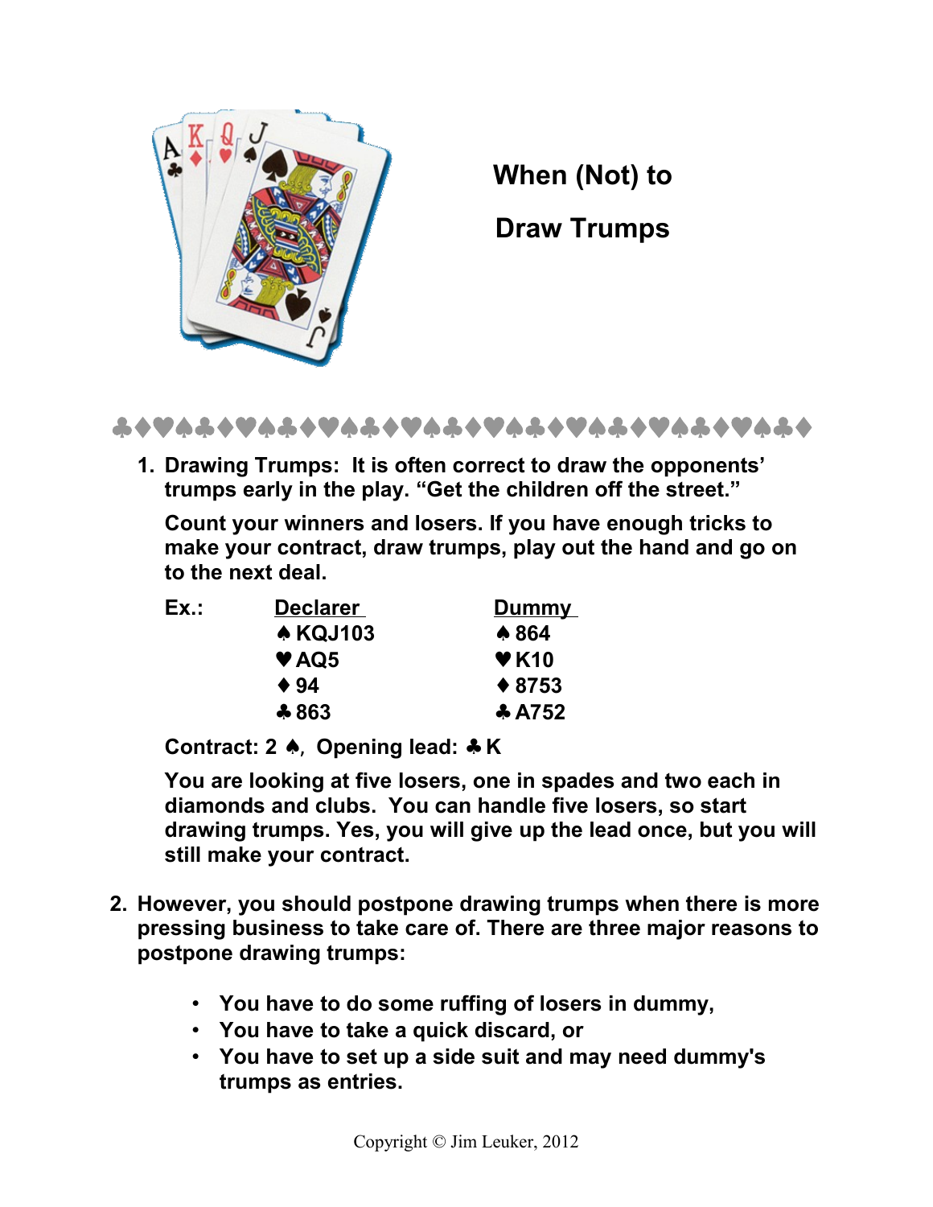# When (Not) to Draw Trumps

♣♦♥♠♣♦♥♠♣♦♥♠♣♦♥♠♣♦♥♠♣♦♥♠♣♦♥♠♣♦♥♠♣♦♥♠♣♦

1. **Drawing Trumps: It is often correct to draw the opponents' trumps early in the play. "Get the children off the street."**

   **Count your winners and losers. If you have enough tricks to make your contract, draw trumps, play out the hand and go on to the next deal.**

   | **Ex.:** | **Declarer** | **Dummy** |
   |---|---|---|
   | | ♠ KQJ103 | ♠ 864 |
   | | ♥ AQ5 | ♥ K10 |
   | | ♦ 94 | ♦ 8753 |
   | | ♣ 863 | ♣ A752 |

   **Contract: 2 ♠, Opening lead: ♣ K**

   **You are looking at five losers, one in spades and two each in diamonds and clubs. You can handle five losers, so start drawing trumps. Yes, you will give up the lead once, but you will still make your contract.**

2. **However, you should postpone drawing trumps when there is more pressing business to take care of. There are three major reasons to postpone drawing trumps:**

   - **You have to do some ruffing of losers in dummy,**
   - **You have to take a quick discard, or**
   - **You have to set up a side suit and may need dummy's trumps as entries.**

Copyright © Jim Leuker, 2012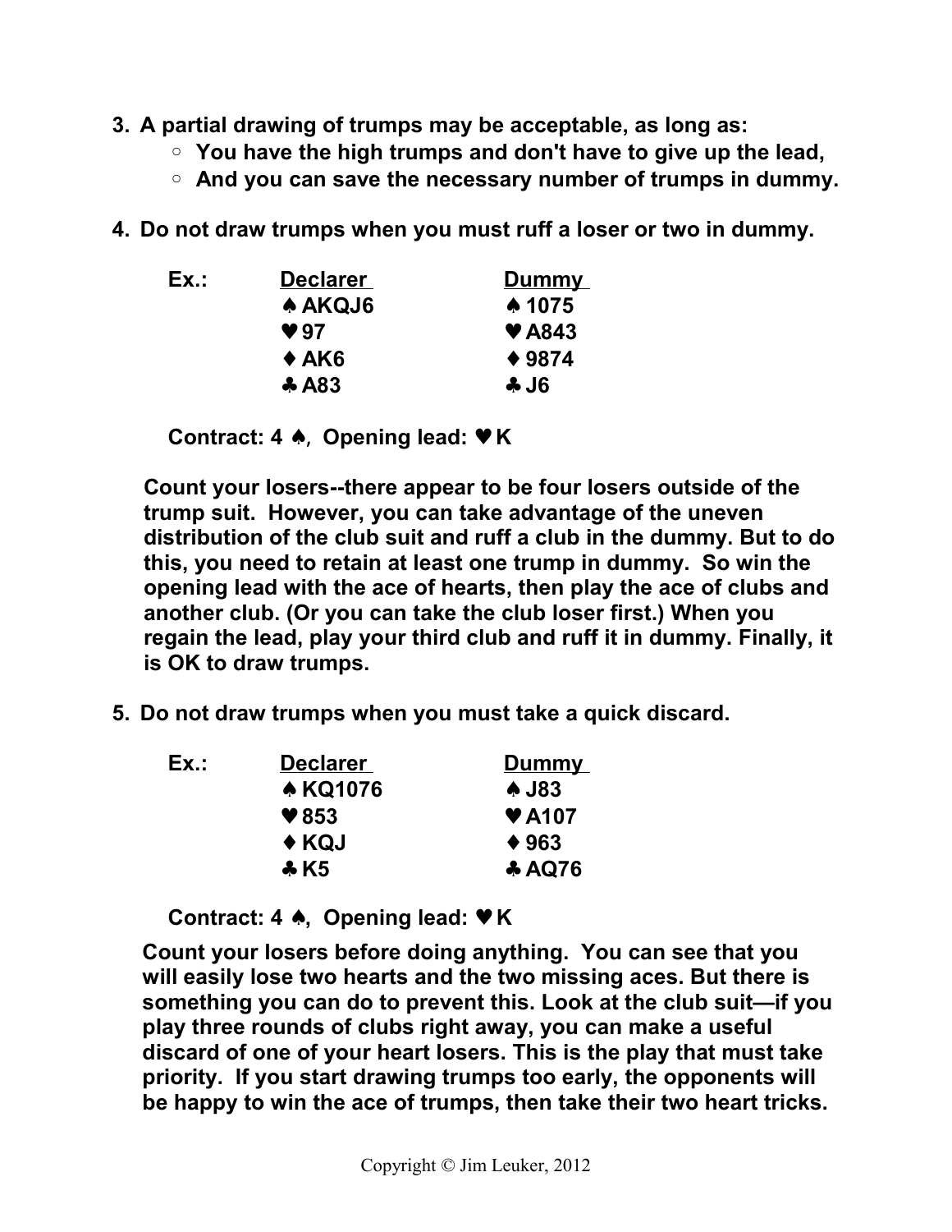3. **A partial drawing of trumps may be acceptable, as long as:**
   - **You have the high trumps and don't have to give up the lead,**
   - **And you can save the necessary number of trumps in dummy.**

4. **Do not draw trumps when you must ruff a loser or two in dummy.**

| **Ex.:** | **Declarer** | **Dummy** |
|---|---|---|
| | **♠ AKQJ6** | **♠ 1075** |
| | **♥ 97** | **♥ A843** |
| | **♦ AK6** | **♦ 9874** |
| | **♣ A83** | **♣ J6** |

**Contract: 4 ♠, Opening lead: ♥ K**

**Count your losers--there appear to be four losers outside of the trump suit. However, you can take advantage of the uneven distribution of the club suit and ruff a club in the dummy. But to do this, you need to retain at least one trump in dummy. So win the opening lead with the ace of hearts, then play the ace of clubs and another club. (Or you can take the club loser first.) When you regain the lead, play your third club and ruff it in dummy. Finally, it is OK to draw trumps.**

5. **Do not draw trumps when you must take a quick discard.**

| **Ex.:** | **Declarer** | **Dummy** |
|---|---|---|
| | **♠ KQ1076** | **♠ J83** |
| | **♥ 853** | **♥ A107** |
| | **♦ KQJ** | **♦ 963** |
| | **♣ K5** | **♣ AQ76** |

**Contract: 4 ♠, Opening lead: ♥ K**

**Count your losers before doing anything. You can see that you will easily lose two hearts and the two missing aces. But there is something you can do to prevent this. Look at the club suit—if you play three rounds of clubs right away, you can make a useful discard of one of your heart losers. This is the play that must take priority. If you start drawing trumps too early, the opponents will be happy to win the ace of trumps, then take their two heart tricks.**

Copyright © Jim Leuker, 2012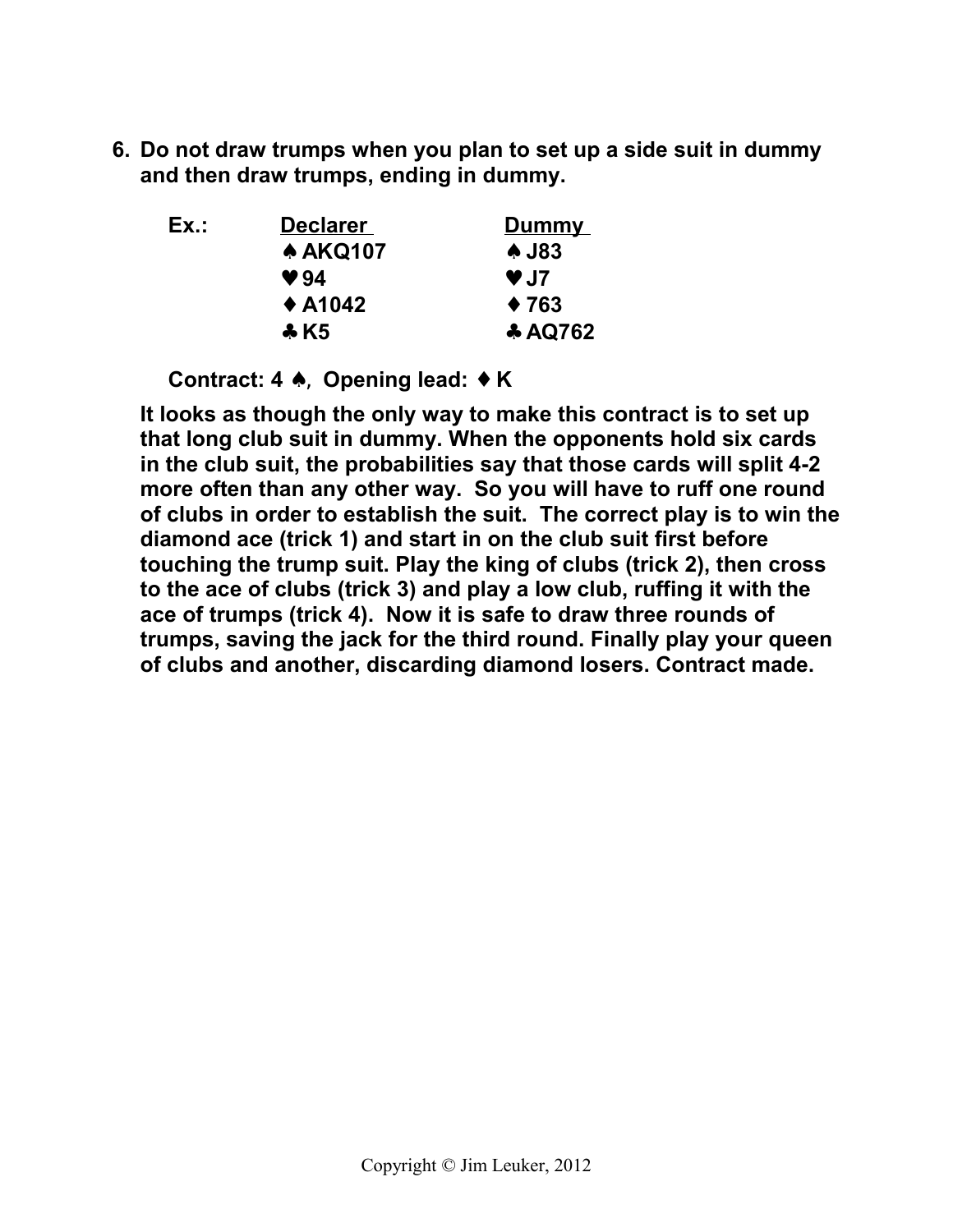**6. Do not draw trumps when you plan to set up a side suit in dummy and then draw trumps, ending in dummy.**

| **Ex.:** | **Declarer** | **Dummy** |
|---|---|---|
| | **♠ AKQ107** | **♠ J83** |
| | **♥ 94** | **♥ J7** |
| | **♦ A1042** | **♦ 763** |
| | **♣ K5** | **♣ AQ762** |

**Contract: 4 ♠, Opening lead: ♦ K**

**It looks as though the only way to make this contract is to set up that long club suit in dummy. When the opponents hold six cards in the club suit, the probabilities say that those cards will split 4-2 more often than any other way. So you will have to ruff one round of clubs in order to establish the suit. The correct play is to win the diamond ace (trick 1) and start in on the club suit first before touching the trump suit. Play the king of clubs (trick 2), then cross to the ace of clubs (trick 3) and play a low club, ruffing it with the ace of trumps (trick 4). Now it is safe to draw three rounds of trumps, saving the jack for the third round. Finally play your queen of clubs and another, discarding diamond losers. Contract made.**

Copyright © Jim Leuker, 2012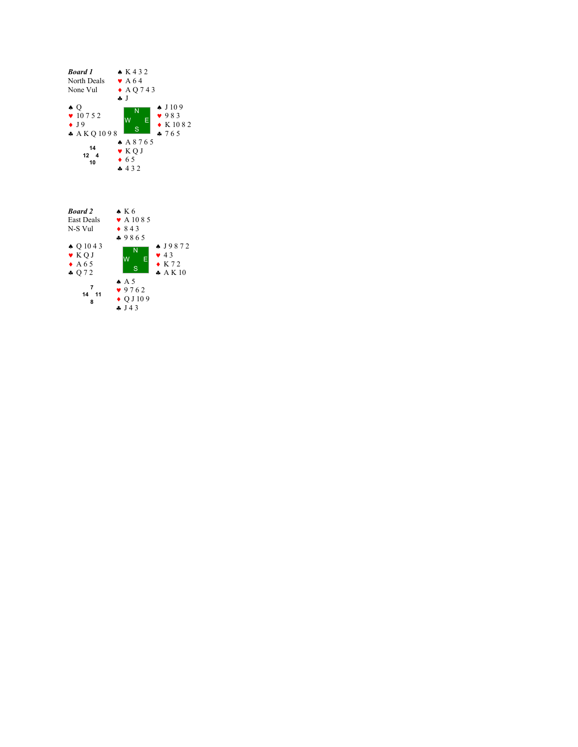***Board 1***
North Deals
None Vul

**North**
♠ K 4 3 2
♥ A 6 4
♦ A Q 7 4 3
♣ J

**West**
♠ Q
♥ 10 7 5 2
♦ J 9
♣ A K Q 10 9 8

**East**
♠ J 10 9
♥ 9 8 3
♦ K 10 8 2
♣ 7 6 5

**South**
♠ A 8 7 6 5
♥ K Q J
♦ 6 5
♣ 4 3 2

HCP: N 14, W 12, E 4, S 10

***Board 2***
East Deals
N-S Vul

**North**
♠ K 6
♥ A 10 8 5
♦ 8 4 3
♣ 9 8 6 5

**West**
♠ Q 10 4 3
♥ K Q J
♦ A 6 5
♣ Q 7 2

**East**
♠ J 9 8 7 2
♥ 4 3
♦ K 7 2
♣ A K 10

**South**
♠ A 5
♥ 9 7 6 2
♦ Q J 10 9
♣ J 4 3

HCP: N 7, W 14, E 11, S 8